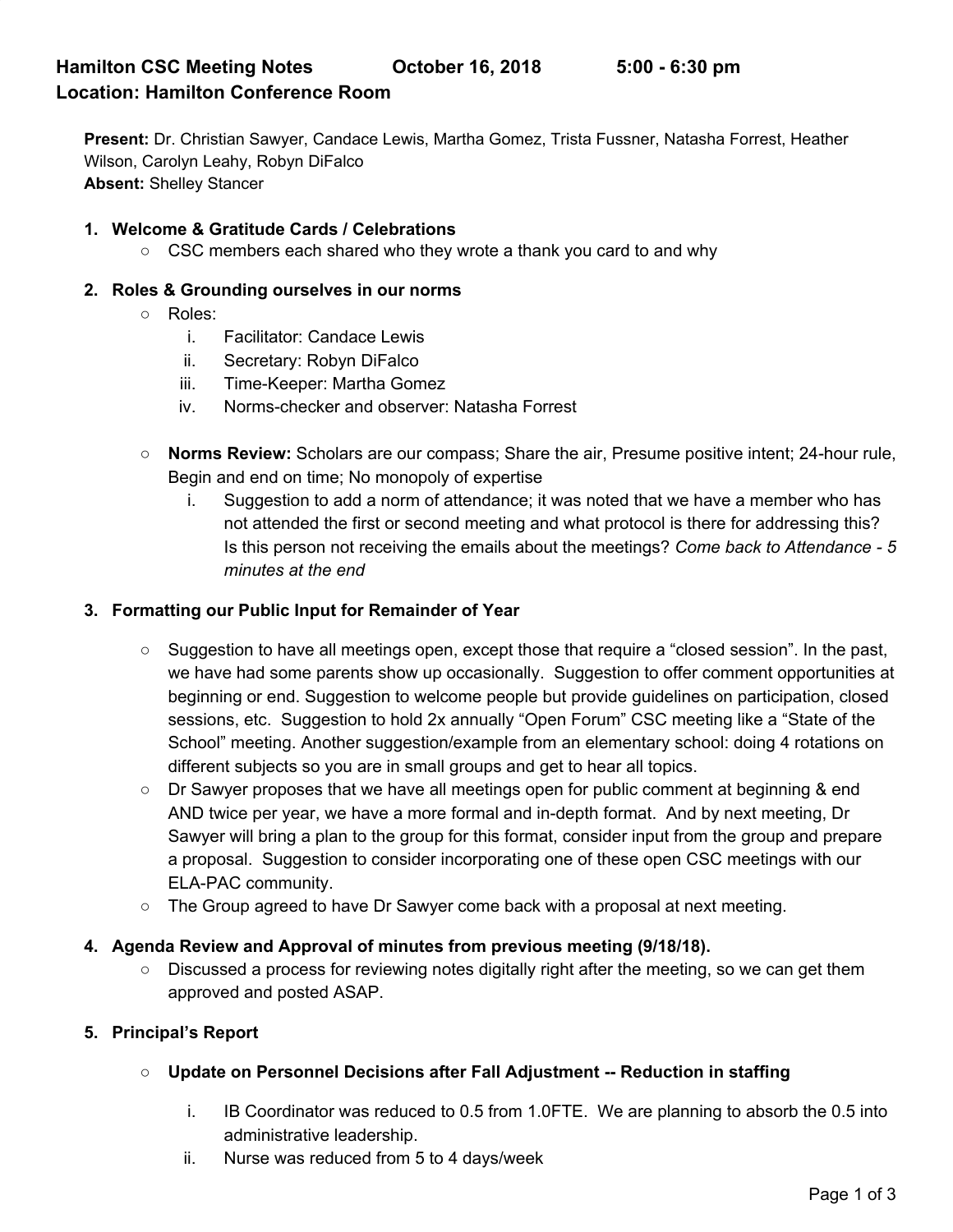# Hamilton CSC Meeting Notes October 16, 2018 5:00 - 6:30 pm

## Location: Hamilton Conference Room

**Present:** Dr. Christian Sawyer, Candace Lewis, Martha Gomez, Trista Fussner, Natasha Forrest, Heather Wilson, Carolyn Leahy, Robyn DiFalco
**Absent:** Shelley Stancer

1. **Welcome & Gratitude Cards / Celebrations**
   - CSC members each shared who they wrote a thank you card to and why

2. **Roles & Grounding ourselves in our norms**
   - Roles:
     i. Facilitator: Candace Lewis
     ii. Secretary: Robyn DiFalco
     iii. Time-Keeper: Martha Gomez
     iv. Norms-checker and observer: Natasha Forrest

   - **Norms Review:** Scholars are our compass; Share the air, Presume positive intent; 24-hour rule, Begin and end on time; No monopoly of expertise
     i. Suggestion to add a norm of attendance; it was noted that we have a member who has not attended the first or second meeting and what protocol is there for addressing this? Is this person not receiving the emails about the meetings? *Come back to Attendance - 5 minutes at the end*

3. **Formatting our Public Input for Remainder of Year**

   - Suggestion to have all meetings open, except those that require a "closed session". In the past, we have had some parents show up occasionally. Suggestion to offer comment opportunities at beginning or end. Suggestion to welcome people but provide guidelines on participation, closed sessions, etc. Suggestion to hold 2x annually "Open Forum" CSC meeting like a "State of the School" meeting. Another suggestion/example from an elementary school: doing 4 rotations on different subjects so you are in small groups and get to hear all topics.
   - Dr Sawyer proposes that we have all meetings open for public comment at beginning & end AND twice per year, we have a more formal and in-depth format. And by next meeting, Dr Sawyer will bring a plan to the group for this format, consider input from the group and prepare a proposal. Suggestion to consider incorporating one of these open CSC meetings with our ELA-PAC community.
   - The Group agreed to have Dr Sawyer come back with a proposal at next meeting.

4. **Agenda Review and Approval of minutes from previous meeting (9/18/18).**
   - Discussed a process for reviewing notes digitally right after the meeting, so we can get them approved and posted ASAP.

5. **Principal's Report**

   - **Update on Personnel Decisions after Fall Adjustment -- Reduction in staffing**

     i. IB Coordinator was reduced to 0.5 from 1.0FTE. We are planning to absorb the 0.5 into administrative leadership.
     ii. Nurse was reduced from 5 to 4 days/week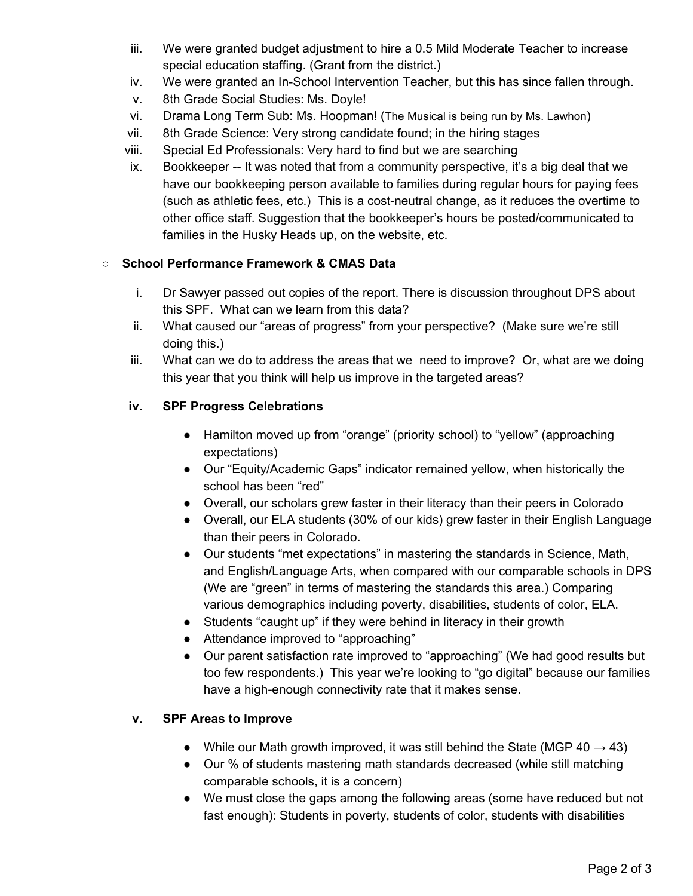iii. We were granted budget adjustment to hire a 0.5 Mild Moderate Teacher to increase special education staffing. (Grant from the district.)

iv. We were granted an In-School Intervention Teacher, but this has since fallen through.

v. 8th Grade Social Studies: Ms. Doyle!

vi. Drama Long Term Sub: Ms. Hoopman! (The Musical is being run by Ms. Lawhon)

vii. 8th Grade Science: Very strong candidate found; in the hiring stages

viii. Special Ed Professionals: Very hard to find but we are searching

ix. Bookkeeper -- It was noted that from a community perspective, it's a big deal that we have our bookkeeping person available to families during regular hours for paying fees (such as athletic fees, etc.) This is a cost-neutral change, as it reduces the overtime to other office staff. Suggestion that the bookkeeper's hours be posted/communicated to families in the Husky Heads up, on the website, etc.

- **School Performance Framework & CMAS Data**

i. Dr Sawyer passed out copies of the report. There is discussion throughout DPS about this SPF. What can we learn from this data?

ii. What caused our "areas of progress" from your perspective? (Make sure we're still doing this.)

iii. What can we do to address the areas that we need to improve? Or, what are we doing this year that you think will help us improve in the targeted areas?

**iv. SPF Progress Celebrations**

- Hamilton moved up from "orange" (priority school) to "yellow" (approaching expectations)
- Our "Equity/Academic Gaps" indicator remained yellow, when historically the school has been "red"
- Overall, our scholars grew faster in their literacy than their peers in Colorado
- Overall, our ELA students (30% of our kids) grew faster in their English Language than their peers in Colorado.
- Our students "met expectations" in mastering the standards in Science, Math, and English/Language Arts, when compared with our comparable schools in DPS (We are "green" in terms of mastering the standards this area.) Comparing various demographics including poverty, disabilities, students of color, ELA.
- Students "caught up" if they were behind in literacy in their growth
- Attendance improved to "approaching"
- Our parent satisfaction rate improved to "approaching" (We had good results but too few respondents.) This year we're looking to "go digital" because our families have a high-enough connectivity rate that it makes sense.

**v. SPF Areas to Improve**

- While our Math growth improved, it was still behind the State (MGP 40 → 43)
- Our % of students mastering math standards decreased (while still matching comparable schools, it is a concern)
- We must close the gaps among the following areas (some have reduced but not fast enough): Students in poverty, students of color, students with disabilities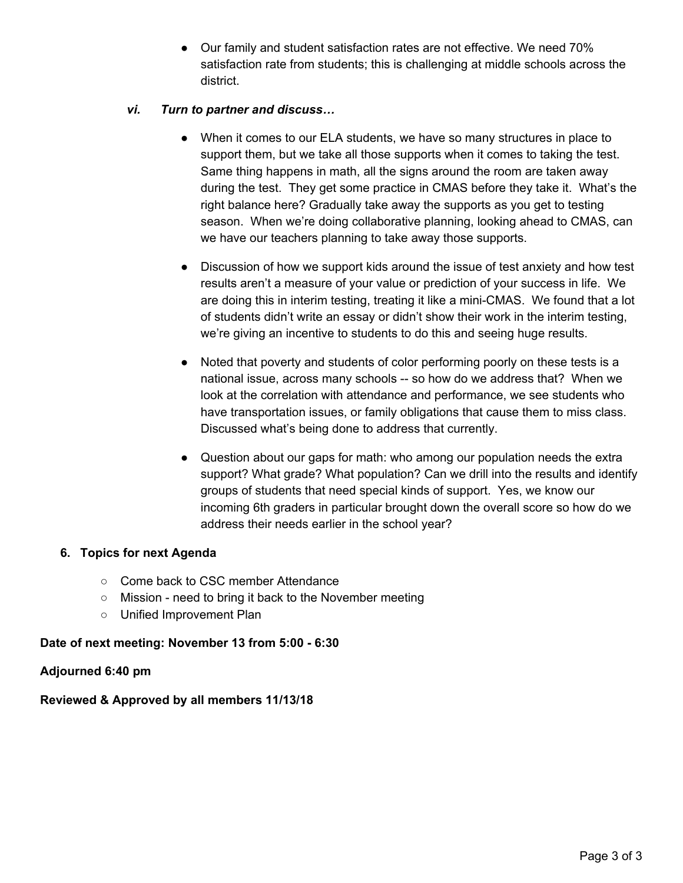- Our family and student satisfaction rates are not effective. We need 70% satisfaction rate from students; this is challenging at middle schools across the district.

*vi. Turn to partner and discuss…*

- When it comes to our ELA students, we have so many structures in place to support them, but we take all those supports when it comes to taking the test. Same thing happens in math, all the signs around the room are taken away during the test. They get some practice in CMAS before they take it. What's the right balance here? Gradually take away the supports as you get to testing season. When we're doing collaborative planning, looking ahead to CMAS, can we have our teachers planning to take away those supports.

- Discussion of how we support kids around the issue of test anxiety and how test results aren't a measure of your value or prediction of your success in life. We are doing this in interim testing, treating it like a mini-CMAS. We found that a lot of students didn't write an essay or didn't show their work in the interim testing, we're giving an incentive to students to do this and seeing huge results.

- Noted that poverty and students of color performing poorly on these tests is a national issue, across many schools -- so how do we address that? When we look at the correlation with attendance and performance, we see students who have transportation issues, or family obligations that cause them to miss class. Discussed what's being done to address that currently.

- Question about our gaps for math: who among our population needs the extra support? What grade? What population? Can we drill into the results and identify groups of students that need special kinds of support. Yes, we know our incoming 6th graders in particular brought down the overall score so how do we address their needs earlier in the school year?

**6. Topics for next Agenda**

- Come back to CSC member Attendance
- Mission - need to bring it back to the November meeting
- Unified Improvement Plan

**Date of next meeting: November 13 from 5:00 - 6:30**

**Adjourned 6:40 pm**

**Reviewed & Approved by all members 11/13/18**